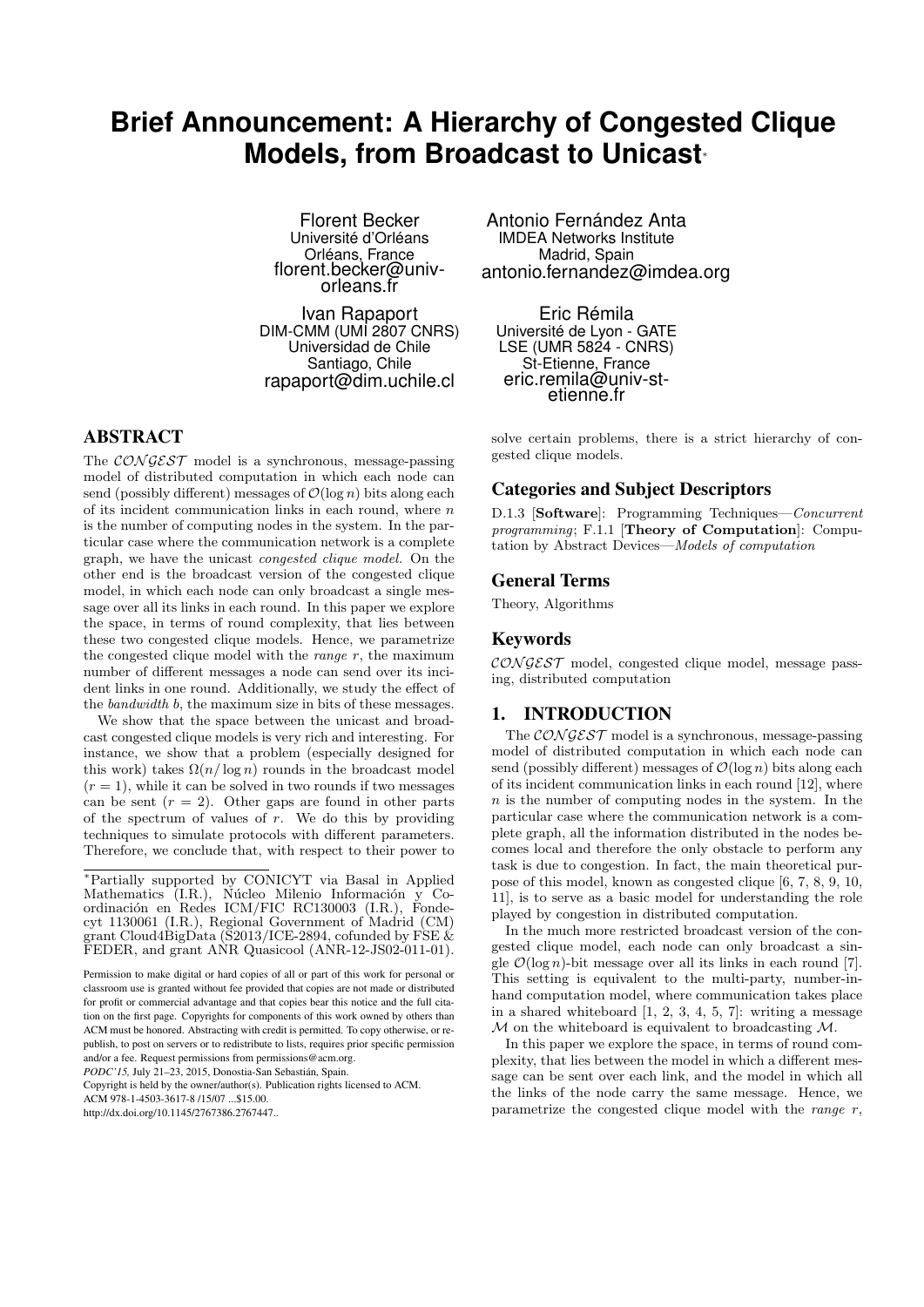# Brief Announcement: A Hierarchy of Congested Clique Models, from Broadcast to Unicast*

Florent Becker
Université d'Orléans
Orléans, France
florent.becker@univ-orleans.fr

Antonio Fernández Anta
IMDEA Networks Institute
Madrid, Spain
antonio.fernandez@imdea.org

Ivan Rapaport
DIM-CMM (UMI 2807 CNRS)
Universidad de Chile
Santiago, Chile
rapaport@dim.uchile.cl

Eric Rémila
Université de Lyon - GATE
LSE (UMR 5824 - CNRS)
St-Etienne, France
eric.remila@univ-st-etienne.fr

## ABSTRACT

The $\mathcal{CONGEST}$ model is a synchronous, message-passing model of distributed computation in which each node can send (possibly different) messages of $\mathcal{O}(\log n)$ bits along each of its incident communication links in each round, where $n$ is the number of computing nodes in the system. In the particular case where the communication network is a complete graph, we have the unicast *congested clique model*. On the other end is the broadcast version of the congested clique model, in which each node can only broadcast a single message over all its links in each round. In this paper we explore the space, in terms of round complexity, that lies between these two congested clique models. Hence, we parametrize the congested clique model with the *range* $r$, the maximum number of different messages a node can send over its incident links in one round. Additionally, we study the effect of the *bandwidth* $b$, the maximum size in bits of these messages.

We show that the space between the unicast and broadcast congested clique models is very rich and interesting. For instance, we show that a problem (especially designed for this work) takes $\Omega(n/\log n)$ rounds in the broadcast model ($r = 1$), while it can be solved in two rounds if two messages can be sent ($r = 2$). Other gaps are found in other parts of the spectrum of values of $r$. We do this by providing techniques to simulate protocols with different parameters. Therefore, we conclude that, with respect to their power to solve certain problems, there is a strict hierarchy of congested clique models.

*Partially supported by CONICYT via Basal in Applied Mathematics (I.R.), Núcleo Milenio Información y Coordinación en Redes ICM/FIC RC130003 (I.R.), Fondecyt 1130061 (I.R.), Regional Government of Madrid (CM) grant Cloud4BigData (S2013/ICE-2894, cofunded by FSE & FEDER, and grant ANR Quasicool (ANR-12-JS02-011-01).

Permission to make digital or hard copies of all or part of this work for personal or classroom use is granted without fee provided that copies are not made or distributed for profit or commercial advantage and that copies bear this notice and the full citation on the first page. Copyrights for components of this work owned by others than ACM must be honored. Abstracting with credit is permitted. To copy otherwise, or republish, to post on servers or to redistribute to lists, requires prior specific permission and/or a fee. Request permissions from permissions@acm.org.
*PODC'15*, July 21–23, 2015, Donostia-San Sebastián, Spain.
Copyright is held by the owner/author(s). Publication rights licensed to ACM.
ACM 978-1-4503-3617-8 /15/07 ...$15.00.
http://dx.doi.org/10.1145/2767386.2767447..

## Categories and Subject Descriptors

D.1.3 [**Software**]: Programming Techniques—*Concurrent programming*; F.1.1 [**Theory of Computation**]: Computation by Abstract Devices—*Models of computation*

## General Terms

Theory, Algorithms

## Keywords

$\mathcal{CONGEST}$ model, congested clique model, message passing, distributed computation

## 1. INTRODUCTION

The $\mathcal{CONGEST}$ model is a synchronous, message-passing model of distributed computation in which each node can send (possibly different) messages of $\mathcal{O}(\log n)$ bits along each of its incident communication links in each round [12], where $n$ is the number of computing nodes in the system. In the particular case where the communication network is a complete graph, all the information distributed in the nodes becomes local and therefore the only obstacle to perform any task is due to congestion. In fact, the main theoretical purpose of this model, known as congested clique [6, 7, 8, 9, 10, 11], is to serve as a basic model for understanding the role played by congestion in distributed computation.

In the much more restricted broadcast version of the congested clique model, each node can only broadcast a single $\mathcal{O}(\log n)$-bit message over all its links in each round [7]. This setting is equivalent to the multi-party, number-in-hand computation model, where communication takes place in a shared whiteboard [1, 2, 3, 4, 5, 7]: writing a message $\mathcal{M}$ on the whiteboard is equivalent to broadcasting $\mathcal{M}$.

In this paper we explore the space, in terms of round complexity, that lies between the model in which a different message can be sent over each link, and the model in which all the links of the node carry the same message. Hence, we parametrize the congested clique model with the *range* $r$,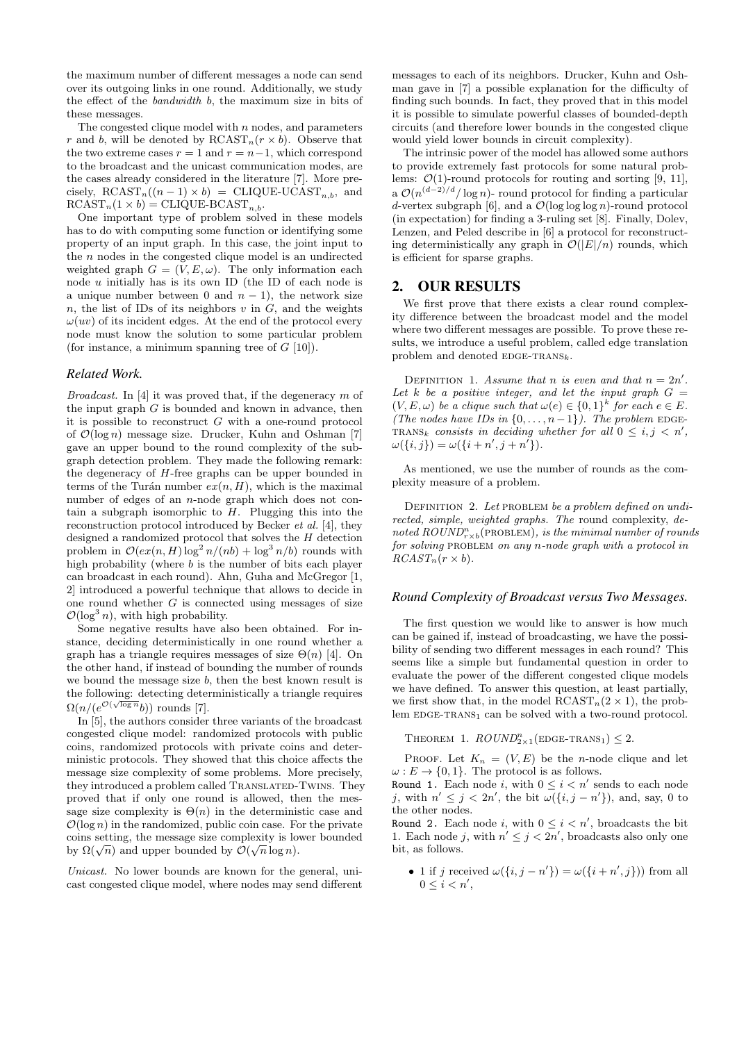the maximum number of different messages a node can send over its outgoing links in one round. Additionally, we study the effect of the *bandwidth* $b$, the maximum size in bits of these messages.

The congested clique model with $n$ nodes, and parameters $r$ and $b$, will be denoted by $\text{RCAST}_n(r \times b)$. Observe that the two extreme cases $r = 1$ and $r = n-1$, which correspond to the broadcast and the unicast communication modes, are the cases already considered in the literature [7]. More precisely, $\text{RCAST}_n((n-1) \times b) = \text{CLIQUE-UCAST}_{n,b}$, and $\text{RCAST}_n(1 \times b) = \text{CLIQUE-BCAST}_{n,b}$.

One important type of problem solved in these models has to do with computing some function or identifying some property of an input graph. In this case, the joint input to the $n$ nodes in the congested clique model is an undirected weighted graph $G = (V, E, \omega)$. The only information each node $u$ initially has is its own ID (the ID of each node is a unique number between 0 and $n-1$), the network size $n$, the list of IDs of its neighbors $v$ in $G$, and the weights $\omega(uv)$ of its incident edges. At the end of the protocol every node must know the solution to some particular problem (for instance, a minimum spanning tree of $G$ [10]).

### Related Work.

*Broadcast.* In [4] it was proved that, if the degeneracy $m$ of the input graph $G$ is bounded and known in advance, then it is possible to reconstruct $G$ with a one-round protocol of $\mathcal{O}(\log n)$ message size. Drucker, Kuhn and Oshman [7] gave an upper bound to the round complexity of the subgraph detection problem. They made the following remark: the degeneracy of $H$-free graphs can be upper bounded in terms of the Turán number $ex(n, H)$, which is the maximal number of edges of an $n$-node graph which does not contain a subgraph isomorphic to $H$. Plugging this into the reconstruction protocol introduced by Becker *et al.* [4], they designed a randomized protocol that solves the $H$ detection problem in $\mathcal{O}(ex(n, H) \log^2 n/(nb) + \log^3 n/b)$ rounds with high probability (where $b$ is the number of bits each player can broadcast in each round). Ahn, Guha and McGregor [1, 2] introduced a powerful technique that allows to decide in one round whether $G$ is connected using messages of size $\mathcal{O}(\log^3 n)$, with high probability.

Some negative results have also been obtained. For instance, deciding deterministically in one round whether a graph has a triangle requires messages of size $\Theta(n)$ [4]. On the other hand, if instead of bounding the number of rounds we bound the message size $b$, then the best known result is the following: detecting deterministically a triangle requires $\Omega(n/(e^{\mathcal{O}(\sqrt{\log n})}b))$ rounds [7].

In [5], the authors consider three variants of the broadcast congested clique model: randomized protocols with public coins, randomized protocols with private coins and deterministic protocols. They showed that this choice affects the message size complexity of some problems. More precisely, they introduced a problem called TRANSLATED-TWINS. They proved that if only one round is allowed, then the message size complexity is $\Theta(n)$ in the deterministic case and $\mathcal{O}(\log n)$ in the randomized, public coin case. For the private coins setting, the message size complexity is lower bounded by $\Omega(\sqrt{n})$ and upper bounded by $\mathcal{O}(\sqrt{n} \log n)$.

*Unicast.* No lower bounds are known for the general, unicast congested clique model, where nodes may send different messages to each of its neighbors. Drucker, Kuhn and Oshman gave in [7] a possible explanation for the difficulty of finding such bounds. In fact, they proved that in this model it is possible to simulate powerful classes of bounded-depth circuits (and therefore lower bounds in the congested clique would yield lower bounds in circuit complexity).

The intrinsic power of the model has allowed some authors to provide extremely fast protocols for some natural problems: $\mathcal{O}(1)$-round protocols for routing and sorting [9, 11], a $\mathcal{O}(n^{(d-2)/d}/\log n)$- round protocol for finding a particular $d$-vertex subgraph [6], and a $\mathcal{O}(\log \log \log n)$-round protocol (in expectation) for finding a 3-ruling set [8]. Finally, Dolev, Lenzen, and Peled describe in [6] a protocol for reconstructing deterministically any graph in $\mathcal{O}(|E|/n)$ rounds, which is efficient for sparse graphs.

## 2. OUR RESULTS

We first prove that there exists a clear round complexity difference between the broadcast model and the model where two different messages are possible. To prove these results, we introduce a useful problem, called edge translation problem and denoted $\text{EDGE-TRANS}_k$.

DEFINITION 1. *Assume that $n$ is even and that $n = 2n'$. Let $k$ be a positive integer, and let the input graph $G = (V, E, \omega)$ be a clique such that $\omega(e) \in \{0, 1\}^k$ for each $e \in E$. (The nodes have IDs in $\{0, \dots, n-1\}$). The problem $\text{EDGE-TRANS}_k$ consists in deciding whether for all $0 \le i, j < n'$, $\omega(\{i, j\}) = \omega(\{i + n', j + n'\})$.*

As mentioned, we use the number of rounds as the complexity measure of a problem.

DEFINITION 2. *Let PROBLEM be a problem defined on undirected, simple, weighted graphs. The* round complexity, *denoted $ROUND^n_{r \times b}(\text{PROBLEM})$, is the minimal number of rounds for solving PROBLEM on any $n$-node graph with a protocol in $RCAST_n(r \times b)$.*

### Round Complexity of Broadcast versus Two Messages.

The first question we would like to answer is how much can be gained if, instead of broadcasting, we have the possibility of sending two different messages in each round? This seems like a simple but fundamental question in order to evaluate the power of the different congested clique models we have defined. To answer this question, at least partially, we first show that, in the model $\text{RCAST}_n(2 \times 1)$, the problem $\text{EDGE-TRANS}_1$ can be solved with a two-round protocol.

THEOREM 1. $ROUND^n_{2 \times 1}(\text{EDGE-TRANS}_1) \le 2$.

PROOF. Let $K_n = (V, E)$ be the $n$-node clique and let $\omega : E \to \{0, 1\}$. The protocol is as follows.

`Round 1.` Each node $i$, with $0 \le i < n'$ sends to each node $j$, with $n' \le j < 2n'$, the bit $\omega(\{i, j - n'\})$, and, say, 0 to the other nodes.

`Round 2.` Each node $i$, with $0 \le i < n'$, broadcasts the bit 1. Each node $j$, with $n' \le j < 2n'$, broadcasts also only one bit, as follows.

- 1 if $j$ received $\omega(\{i, j - n'\}) = \omega(\{i + n', j\}))$ from all $0 \le i < n'$,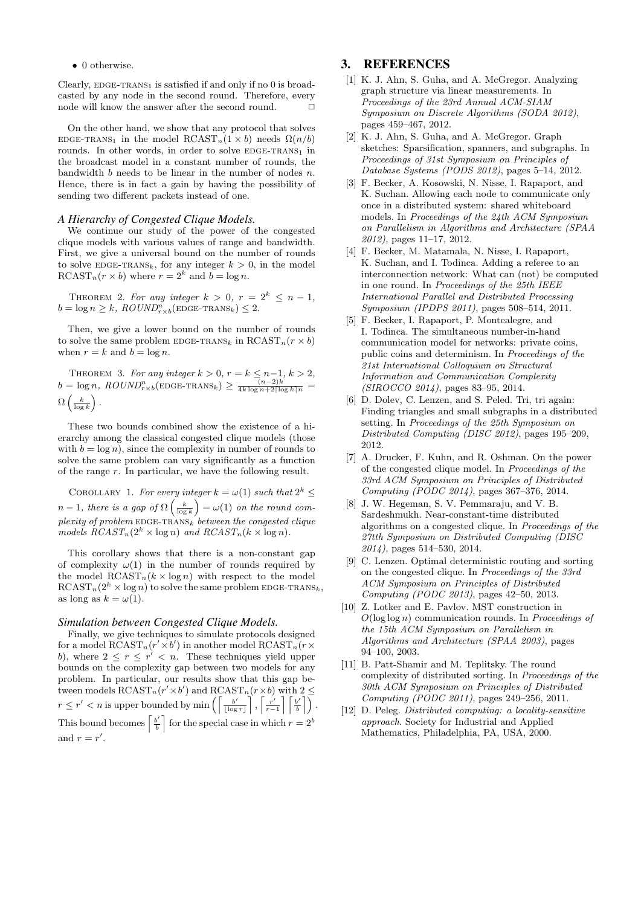- 0 otherwise.

Clearly, EDGE-TRANS$_1$ is satisfied if and only if no 0 is broadcasted by any node in the second round. Therefore, every node will know the answer after the second round. □

On the other hand, we show that any protocol that solves EDGE-TRANS$_1$ in the model RCAST$_n(1 \times b)$ needs $\Omega(n/b)$ rounds. In other words, in order to solve EDGE-TRANS$_1$ in the broadcast model in a constant number of rounds, the bandwidth $b$ needs to be linear in the number of nodes $n$. Hence, there is in fact a gain by having the possibility of sending two different packets instead of one.

### *A Hierarchy of Congested Clique Models.*

We continue our study of the power of the congested clique models with various values of range and bandwidth. First, we give a universal bound on the number of rounds to solve EDGE-TRANS$_k$, for any integer $k > 0$, in the model RCAST$_n(r \times b)$ where $r = 2^k$ and $b = \log n$.

THEOREM 2. *For any integer $k > 0$, $r = 2^k \leq n-1$, $b = \log n \geq k$, $ROUND^n_{r\times b}(\text{EDGE-TRANS}_k) \leq 2$.*

Then, we give a lower bound on the number of rounds to solve the same problem EDGE-TRANS$_k$ in RCAST$_n(r \times b)$ when $r = k$ and $b = \log n$.

THEOREM 3. *For any integer $k > 0$, $r = k \leq n-1$, $k > 2$, $b = \log n$, $ROUND^n_{r\times b}(\text{EDGE-TRANS}_k) \geq \frac{(n-2)k}{4k \log n + 2\lceil \log k \rceil n} = \Omega\left(\frac{k}{\log k}\right)$.*

These two bounds combined show the existence of a hierarchy among the classical congested clique models (those with $b = \log n$), since the complexity in number of rounds to solve the same problem can vary significantly as a function of the range $r$. In particular, we have the following result.

COROLLARY 1. *For every integer $k = \omega(1)$ such that $2^k \leq n-1$, there is a gap of $\Omega\left(\frac{k}{\log k}\right) = \omega(1)$ on the round complexity of problem EDGE-TRANS$_k$ between the congested clique models $RCAST_n(2^k \times \log n)$ and $RCAST_n(k \times \log n)$.*

This corollary shows that there is a non-constant gap of complexity $\omega(1)$ in the number of rounds required by the model RCAST$_n(k \times \log n)$ with respect to the model RCAST$_n(2^k \times \log n)$ to solve the same problem EDGE-TRANS$_k$, as long as $k = \omega(1)$.

### *Simulation between Congested Clique Models.*

Finally, we give techniques to simulate protocols designed for a model RCAST$_n(r' \times b')$ in another model RCAST$_n(r \times b)$, where $2 \leq r \leq r' < n$. These techniques yield upper bounds on the complexity gap between two models for any problem. In particular, our results show that this gap between models RCAST$_n(r' \times b')$ and RCAST$_n(r \times b)$ with $2 \leq r \leq r' < n$ is upper bounded by $\min\left(\left\lceil \frac{b'}{\lfloor \log r \rfloor} \right\rceil, \left\lceil \frac{r'}{r-1} \right\rceil \left\lceil \frac{b'}{b} \right\rceil\right)$. This bound becomes $\left\lceil \frac{b'}{b} \right\rceil$ for the special case in which $r = 2^b$ and $r = r'$.

## 3. REFERENCES

[1] K. J. Ahn, S. Guha, and A. McGregor. Analyzing graph structure via linear measurements. In *Proceedings of the 23rd Annual ACM-SIAM Symposium on Discrete Algorithms (SODA 2012)*, pages 459–467, 2012.

[2] K. J. Ahn, S. Guha, and A. McGregor. Graph sketches: Sparsification, spanners, and subgraphs. In *Proceedings of 31st Symposium on Principles of Database Systems (PODS 2012)*, pages 5–14, 2012.

[3] F. Becker, A. Kosowski, N. Nisse, I. Rapaport, and K. Suchan. Allowing each node to communicate only once in a distributed system: shared whiteboard models. In *Proceedings of the 24th ACM Symposium on Parallelism in Algorithms and Architecture (SPAA 2012)*, pages 11–17, 2012.

[4] F. Becker, M. Matamala, N. Nisse, I. Rapaport, K. Suchan, and I. Todinca. Adding a referee to an interconnection network: What can (not) be computed in one round. In *Proceedings of the 25th IEEE International Parallel and Distributed Processing Symposium (IPDPS 2011)*, pages 508–514, 2011.

[5] F. Becker, I. Rapaport, P. Montealegre, and I. Todinca. The simultaneous number-in-hand communication model for networks: private coins, public coins and determinism. In *Proceedings of the 21st International Colloquium on Structural Information and Communication Complexity (SIROCCO 2014)*, pages 83–95, 2014.

[6] D. Dolev, C. Lenzen, and S. Peled. Tri, tri again: Finding triangles and small subgraphs in a distributed setting. In *Proceedings of the 25th Symposium on Distributed Computing (DISC 2012)*, pages 195–209, 2012.

[7] A. Drucker, F. Kuhn, and R. Oshman. On the power of the congested clique model. In *Proceedings of the 33rd ACM Symposium on Principles of Distributed Computing (PODC 2014)*, pages 367–376, 2014.

[8] J. W. Hegeman, S. V. Pemmaraju, and V. B. Sardeshmukh. Near-constant-time distributed algorithms on a congested clique. In *Proceedings of the 27tth Symposium on Distributed Computing (DISC 2014)*, pages 514–530, 2014.

[9] C. Lenzen. Optimal deterministic routing and sorting on the congested clique. In *Proceedings of the 33rd ACM Symposium on Principles of Distributed Computing (PODC 2013)*, pages 42–50, 2013.

[10] Z. Lotker and E. Pavlov. MST construction in $O(\log \log n)$ communication rounds. In *Proceedings of the 15th ACM Symposium on Parallelism in Algorithms and Architecture (SPAA 2003)*, pages 94–100, 2003.

[11] B. Patt-Shamir and M. Teplitsky. The round complexity of distributed sorting. In *Proceedings of the 30th ACM Symposium on Principles of Distributed Computing (PODC 2011)*, pages 249–256, 2011.

[12] D. Peleg. *Distributed computing: a locality-sensitive approach*. Society for Industrial and Applied Mathematics, Philadelphia, PA, USA, 2000.